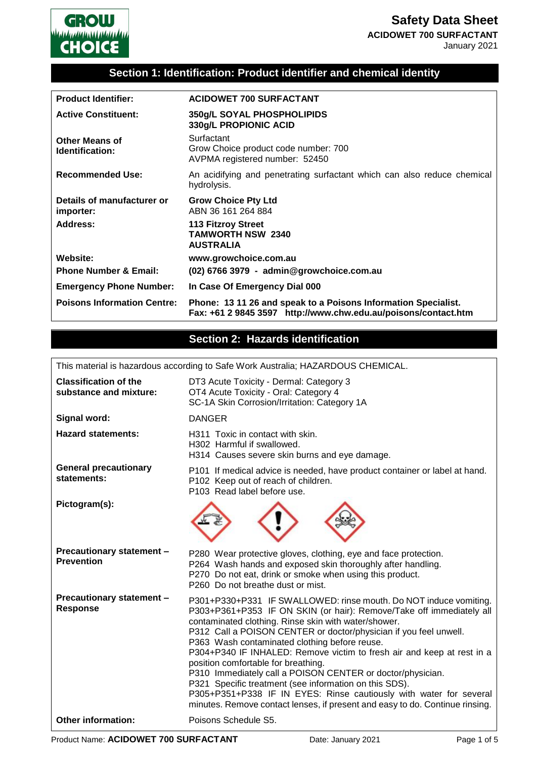# Safety Data Sheet

**ACIDOWET 700 SURFACTANT**

January 2021

## Section 1: Identification: Product identifier and chemical identity

| | |
|---|---|
| **Product Identifier:** | **ACIDOWET 700 SURFACTANT** |
| **Active Constituent:** | **350g/L SOYAL PHOSPHOLIPIDS**<br>**330g/L PROPIONIC ACID** |
| **Other Means of Identification:** | Surfactant<br>Grow Choice product code number: 700<br>AVPMA registered number: 52450 |
| **Recommended Use:** | An acidifying and penetrating surfactant which can also reduce chemical hydrolysis. |
| **Details of manufacturer or importer:** | **Grow Choice Pty Ltd**<br>ABN 36 161 264 884 |
| **Address:** | **113 Fitzroy Street**<br>**TAMWORTH NSW 2340**<br>**AUSTRALIA** |
| **Website:** | **www.growchoice.com.au** |
| **Phone Number & Email:** | **(02) 6766 3979 - admin@growchoice.com.au** |
| **Emergency Phone Number:** | **In Case Of Emergency Dial 000** |
| **Poisons Information Centre:** | **Phone: 13 11 26 and speak to a Poisons Information Specialist.**<br>**Fax: +61 2 9845 3597 http://www.chw.edu.au/poisons/contact.htm** |

## Section 2: Hazards identification

This material is hazardous according to Safe Work Australia; HAZARDOUS CHEMICAL.

| | |
|---|---|
| **Classification of the substance and mixture:** | DT3 Acute Toxicity - Dermal: Category 3<br>OT4 Acute Toxicity - Oral: Category 4<br>SC-1A Skin Corrosion/Irritation: Category 1A |
| **Signal word:** | DANGER |
| **Hazard statements:** | H311 Toxic in contact with skin.<br>H302 Harmful if swallowed.<br>H314 Causes severe skin burns and eye damage. |
| **General precautionary statements:** | P101 If medical advice is needed, have product container or label at hand.<br>P102 Keep out of reach of children.<br>P103 Read label before use. |
| **Pictogram(s):** | |
| **Precautionary statement – Prevention** | P280 Wear protective gloves, clothing, eye and face protection.<br>P264 Wash hands and exposed skin thoroughly after handling.<br>P270 Do not eat, drink or smoke when using this product.<br>P260 Do not breathe dust or mist. |
| **Precautionary statement – Response** | P301+P330+P331 IF SWALLOWED: rinse mouth. Do NOT induce vomiting.<br>P303+P361+P353 IF ON SKIN (or hair): Remove/Take off immediately all contaminated clothing. Rinse skin with water/shower.<br>P312 Call a POISON CENTER or doctor/physician if you feel unwell.<br>P363 Wash contaminated clothing before reuse.<br>P304+P340 IF INHALED: Remove victim to fresh air and keep at rest in a position comfortable for breathing.<br>P310 Immediately call a POISON CENTER or doctor/physician.<br>P321 Specific treatment (see information on this SDS).<br>P305+P351+P338 IF IN EYES: Rinse cautiously with water for several minutes. Remove contact lenses, if present and easy to do. Continue rinsing. |
| **Other information:** | Poisons Schedule S5. |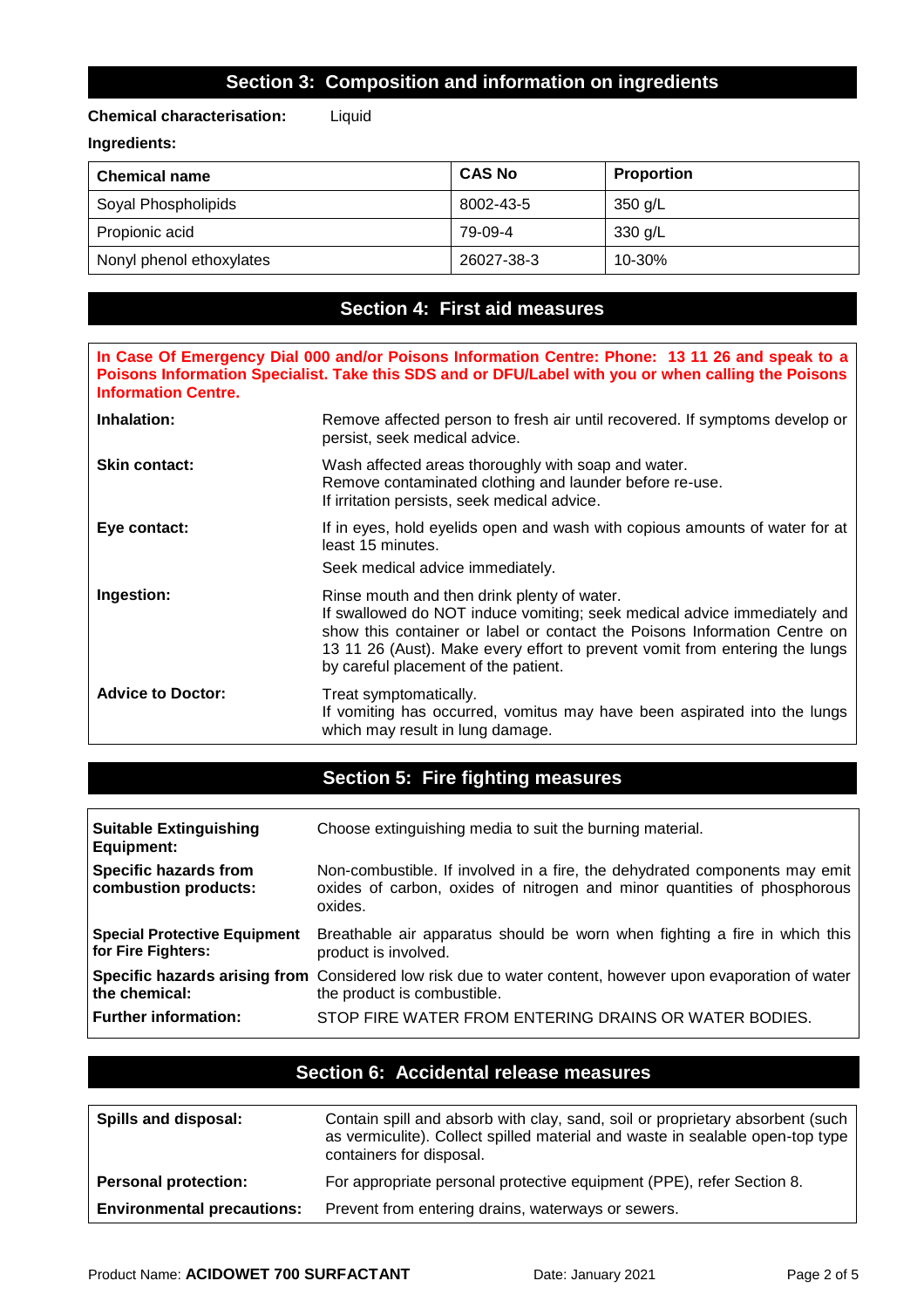## Section 3: Composition and information on ingredients

**Chemical characterisation:** Liquid

**Ingredients:**

| Chemical name | CAS No | Proportion |
|---|---|---|
| Soyal Phospholipids | 8002-43-5 | 350 g/L |
| Propionic acid | 79-09-4 | 330 g/L |
| Nonyl phenol ethoxylates | 26027-38-3 | 10-30% |

## Section 4: First aid measures

**In Case Of Emergency Dial 000 and/or Poisons Information Centre: Phone: 13 11 26 and speak to a Poisons Information Specialist. Take this SDS and or DFU/Label with you or when calling the Poisons Information Centre.**

| | |
|---|---|
| **Inhalation:** | Remove affected person to fresh air until recovered. If symptoms develop or persist, seek medical advice. |
| **Skin contact:** | Wash affected areas thoroughly with soap and water.<br>Remove contaminated clothing and launder before re-use.<br>If irritation persists, seek medical advice. |
| **Eye contact:** | If in eyes, hold eyelids open and wash with copious amounts of water for at least 15 minutes.<br>Seek medical advice immediately. |
| **Ingestion:** | Rinse mouth and then drink plenty of water.<br>If swallowed do NOT induce vomiting; seek medical advice immediately and show this container or label or contact the Poisons Information Centre on 13 11 26 (Aust). Make every effort to prevent vomit from entering the lungs by careful placement of the patient. |
| **Advice to Doctor:** | Treat symptomatically.<br>If vomiting has occurred, vomitus may have been aspirated into the lungs which may result in lung damage. |

## Section 5: Fire fighting measures

| | |
|---|---|
| **Suitable Extinguishing Equipment:** | Choose extinguishing media to suit the burning material. |
| **Specific hazards from combustion products:** | Non-combustible. If involved in a fire, the dehydrated components may emit oxides of carbon, oxides of nitrogen and minor quantities of phosphorous oxides. |
| **Special Protective Equipment for Fire Fighters:** | Breathable air apparatus should be worn when fighting a fire in which this product is involved. |
| **Specific hazards arising from the chemical:** | Considered low risk due to water content, however upon evaporation of water the product is combustible. |
| **Further information:** | STOP FIRE WATER FROM ENTERING DRAINS OR WATER BODIES. |

## Section 6: Accidental release measures

| | |
|---|---|
| **Spills and disposal:** | Contain spill and absorb with clay, sand, soil or proprietary absorbent (such as vermiculite). Collect spilled material and waste in sealable open-top type containers for disposal. |
| **Personal protection:** | For appropriate personal protective equipment (PPE), refer Section 8. |
| **Environmental precautions:** | Prevent from entering drains, waterways or sewers. |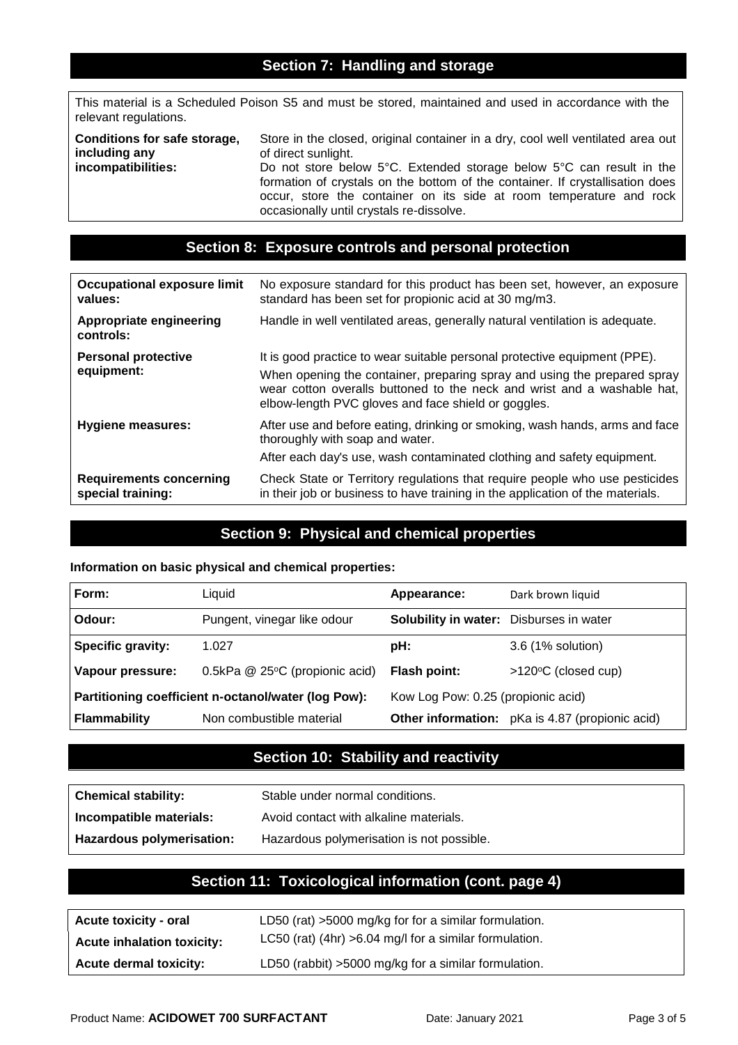## Section 7: Handling and storage

This material is a Scheduled Poison S5 and must be stored, maintained and used in accordance with the relevant regulations.

| | |
|---|---|
| **Conditions for safe storage, including any incompatibilities:** | Store in the closed, original container in a dry, cool well ventilated area out of direct sunlight. Do not store below 5°C. Extended storage below 5°C can result in the formation of crystals on the bottom of the container. If crystallisation does occur, store the container on its side at room temperature and rock occasionally until crystals re-dissolve. |

## Section 8: Exposure controls and personal protection

| | |
|---|---|
| **Occupational exposure limit values:** | No exposure standard for this product has been set, however, an exposure standard has been set for propionic acid at 30 mg/m3. |
| **Appropriate engineering controls:** | Handle in well ventilated areas, generally natural ventilation is adequate. |
| **Personal protective equipment:** | It is good practice to wear suitable personal protective equipment (PPE). When opening the container, preparing spray and using the prepared spray wear cotton overalls buttoned to the neck and wrist and a washable hat, elbow-length PVC gloves and face shield or goggles. |
| **Hygiene measures:** | After use and before eating, drinking or smoking, wash hands, arms and face thoroughly with soap and water. After each day's use, wash contaminated clothing and safety equipment. |
| **Requirements concerning special training:** | Check State or Territory regulations that require people who use pesticides in their job or business to have training in the application of the materials. |

## Section 9: Physical and chemical properties

**Information on basic physical and chemical properties:**

| | | | |
|---|---|---|---|
| **Form:** | Liquid | **Appearance:** | Dark brown liquid |
| **Odour:** | Pungent, vinegar like odour | **Solubility in water:** | Disburses in water |
| **Specific gravity:** | 1.027 | **pH:** | 3.6 (1% solution) |
| **Vapour pressure:** | 0.5kPa @ 25°C (propionic acid) | **Flash point:** | >120°C (closed cup) |
| **Partitioning coefficient n-octanol/water (log Pow):** | | Kow Log Pow: 0.25 (propionic acid) | |
| **Flammability** | Non combustible material | **Other information:** | pKa is 4.87 (propionic acid) |

## Section 10: Stability and reactivity

| | |
|---|---|
| **Chemical stability:** | Stable under normal conditions. |
| **Incompatible materials:** | Avoid contact with alkaline materials. |
| **Hazardous polymerisation:** | Hazardous polymerisation is not possible. |

## Section 11: Toxicological information (cont. page 4)

| | |
|---|---|
| **Acute toxicity - oral** | LD50 (rat) >5000 mg/kg for for a similar formulation. |
| **Acute inhalation toxicity:** | LC50 (rat) (4hr) >6.04 mg/l for a similar formulation. |
| **Acute dermal toxicity:** | LD50 (rabbit) >5000 mg/kg for a similar formulation. |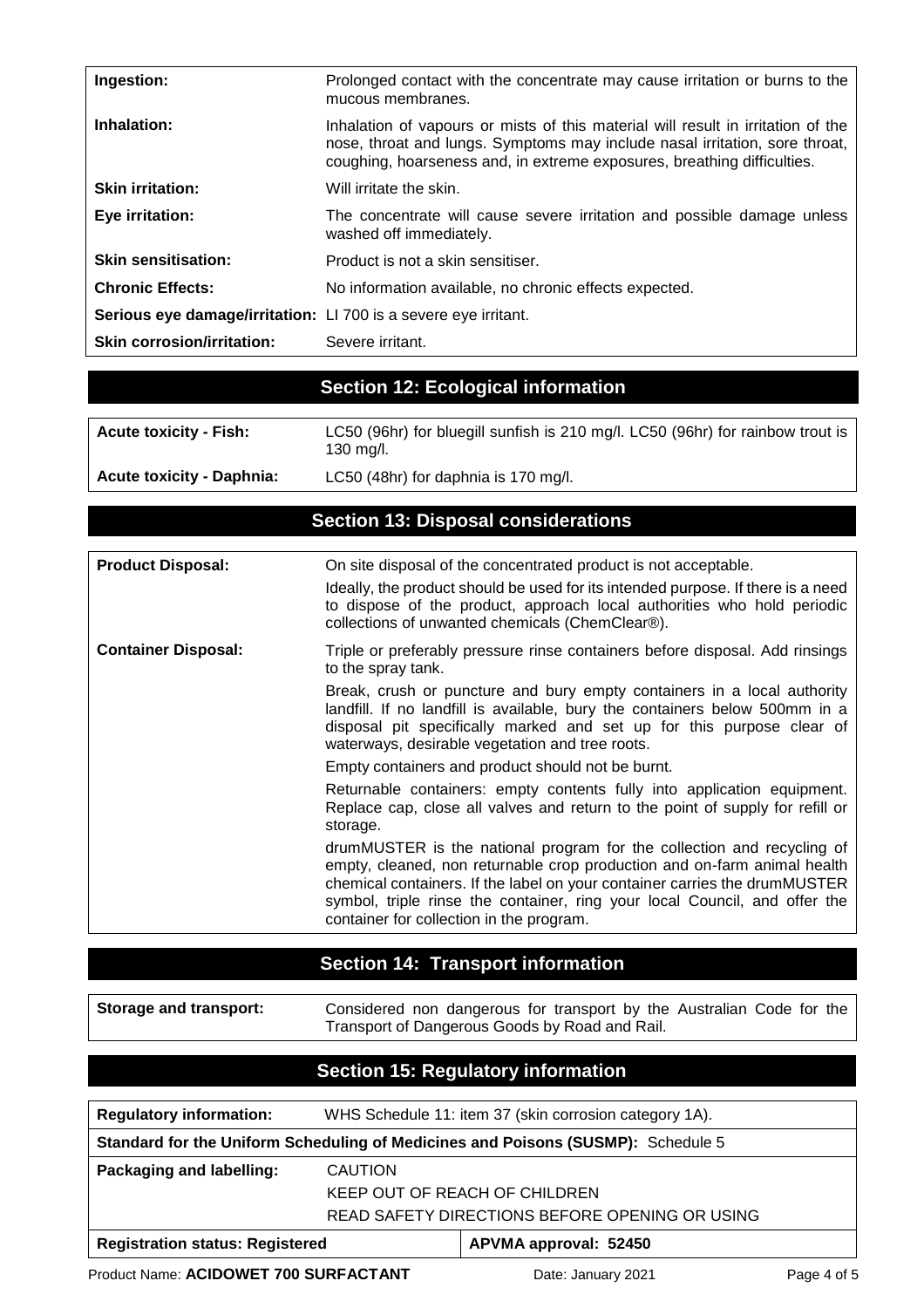| | |
|---|---|
| **Ingestion:** | Prolonged contact with the concentrate may cause irritation or burns to the mucous membranes. |
| **Inhalation:** | Inhalation of vapours or mists of this material will result in irritation of the nose, throat and lungs. Symptoms may include nasal irritation, sore throat, coughing, hoarseness and, in extreme exposures, breathing difficulties. |
| **Skin irritation:** | Will irritate the skin. |
| **Eye irritation:** | The concentrate will cause severe irritation and possible damage unless washed off immediately. |
| **Skin sensitisation:** | Product is not a skin sensitiser. |
| **Chronic Effects:** | No information available, no chronic effects expected. |
| **Serious eye damage/irritation:** | LI 700 is a severe eye irritant. |
| **Skin corrosion/irritation:** | Severe irritant. |

## Section 12: Ecological information

| | |
|---|---|
| **Acute toxicity - Fish:** | LC50 (96hr) for bluegill sunfish is 210 mg/l. LC50 (96hr) for rainbow trout is 130 mg/l. |
| **Acute toxicity - Daphnia:** | LC50 (48hr) for daphnia is 170 mg/l. |

## Section 13: Disposal considerations

| | |
|---|---|
| **Product Disposal:** | On site disposal of the concentrated product is not acceptable.<br>Ideally, the product should be used for its intended purpose. If there is a need to dispose of the product, approach local authorities who hold periodic collections of unwanted chemicals (ChemClear®). |
| **Container Disposal:** | Triple or preferably pressure rinse containers before disposal. Add rinsings to the spray tank.<br>Break, crush or puncture and bury empty containers in a local authority landfill. If no landfill is available, bury the containers below 500mm in a disposal pit specifically marked and set up for this purpose clear of waterways, desirable vegetation and tree roots.<br>Empty containers and product should not be burnt.<br>Returnable containers: empty contents fully into application equipment. Replace cap, close all valves and return to the point of supply for refill or storage.<br>drumMUSTER is the national program for the collection and recycling of empty, cleaned, non returnable crop production and on-farm animal health chemical containers. If the label on your container carries the drumMUSTER symbol, triple rinse the container, ring your local Council, and offer the container for collection in the program. |

## Section 14: Transport information

| | |
|---|---|
| **Storage and transport:** | Considered non dangerous for transport by the Australian Code for the Transport of Dangerous Goods by Road and Rail. |

## Section 15: Regulatory information

| | |
|---|---|
| **Regulatory information:** | WHS Schedule 11: item 37 (skin corrosion category 1A). |
| **Standard for the Uniform Scheduling of Medicines and Poisons (SUSMP):** Schedule 5 | |
| **Packaging and labelling:** | CAUTION<br>KEEP OUT OF REACH OF CHILDREN<br>READ SAFETY DIRECTIONS BEFORE OPENING OR USING |
| **Registration status: Registered** | **APVMA approval: 52450** |

Product Name: **ACIDOWET 700 SURFACTANT** Date: January 2021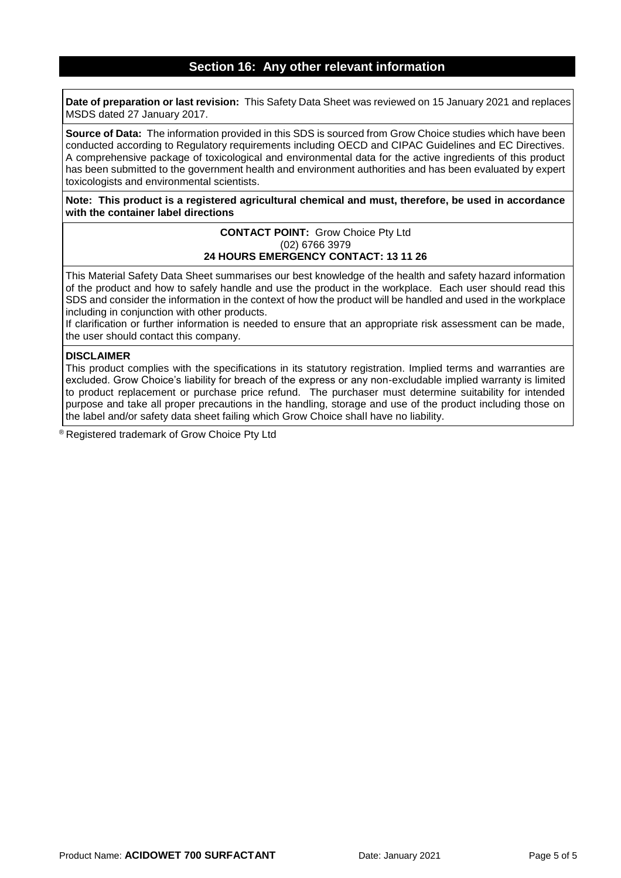## Section 16: Any other relevant information

**Date of preparation or last revision:** This Safety Data Sheet was reviewed on 15 January 2021 and replaces MSDS dated 27 January 2017.

**Source of Data:** The information provided in this SDS is sourced from Grow Choice studies which have been conducted according to Regulatory requirements including OECD and CIPAC Guidelines and EC Directives. A comprehensive package of toxicological and environmental data for the active ingredients of this product has been submitted to the government health and environment authorities and has been evaluated by expert toxicologists and environmental scientists.

**Note: This product is a registered agricultural chemical and must, therefore, be used in accordance with the container label directions**

**CONTACT POINT:** Grow Choice Pty Ltd
(02) 6766 3979
**24 HOURS EMERGENCY CONTACT: 13 11 26**

This Material Safety Data Sheet summarises our best knowledge of the health and safety hazard information of the product and how to safely handle and use the product in the workplace. Each user should read this SDS and consider the information in the context of how the product will be handled and used in the workplace including in conjunction with other products.

If clarification or further information is needed to ensure that an appropriate risk assessment can be made, the user should contact this company.

**DISCLAIMER**

This product complies with the specifications in its statutory registration. Implied terms and warranties are excluded. Grow Choice's liability for breach of the express or any non-excludable implied warranty is limited to product replacement or purchase price refund. The purchaser must determine suitability for intended purpose and take all proper precautions in the handling, storage and use of the product including those on the label and/or safety data sheet failing which Grow Choice shall have no liability.

® Registered trademark of Grow Choice Pty Ltd